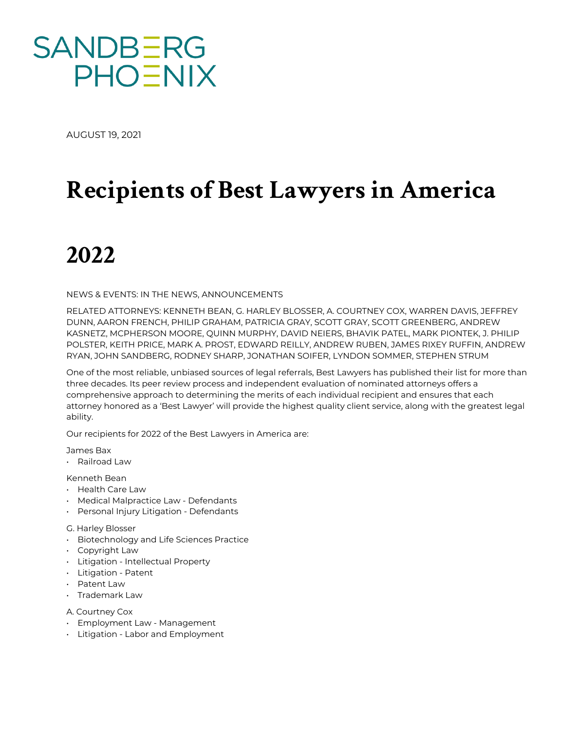SANDBERG PHOENIX

AUGUST 19, 2021

# Recipients of Best Lawyers in America 2022

NEWS & EVENTS: IN THE NEWS, ANNOUNCEMENTS

RELATED ATTORNEYS: KENNETH BEAN, G. HARLEY BLOSSER, A. COURTNEY COX, WARREN DAVIS, JEFFREY DUNN, AARON FRENCH, PHILIP GRAHAM, PATRICIA GRAY, SCOTT GRAY, SCOTT GREENBERG, ANDREW KASNETZ, MCPHERSON MOORE, QUINN MURPHY, DAVID NEIERS, BHAVIK PATEL, MARK PIONTEK, J. PHILIP POLSTER, KEITH PRICE, MARK A. PROST, EDWARD REILLY, ANDREW RUBEN, JAMES RIXEY RUFFIN, ANDREW RYAN, JOHN SANDBERG, RODNEY SHARP, JONATHAN SOIFER, LYNDON SOMMER, STEPHEN STRUM

One of the most reliable, unbiased sources of legal referrals, Best Lawyers has published their list for more than three decades. Its peer review process and independent evaluation of nominated attorneys offers a comprehensive approach to determining the merits of each individual recipient and ensures that each attorney honored as a 'Best Lawyer' will provide the highest quality client service, along with the greatest legal ability.

Our recipients for 2022 of the Best Lawyers in America are:

James Bax
- Railroad Law

Kenneth Bean
- Health Care Law
- Medical Malpractice Law - Defendants
- Personal Injury Litigation - Defendants

G. Harley Blosser
- Biotechnology and Life Sciences Practice
- Copyright Law
- Litigation - Intellectual Property
- Litigation - Patent
- Patent Law
- Trademark Law

A. Courtney Cox
- Employment Law - Management
- Litigation - Labor and Employment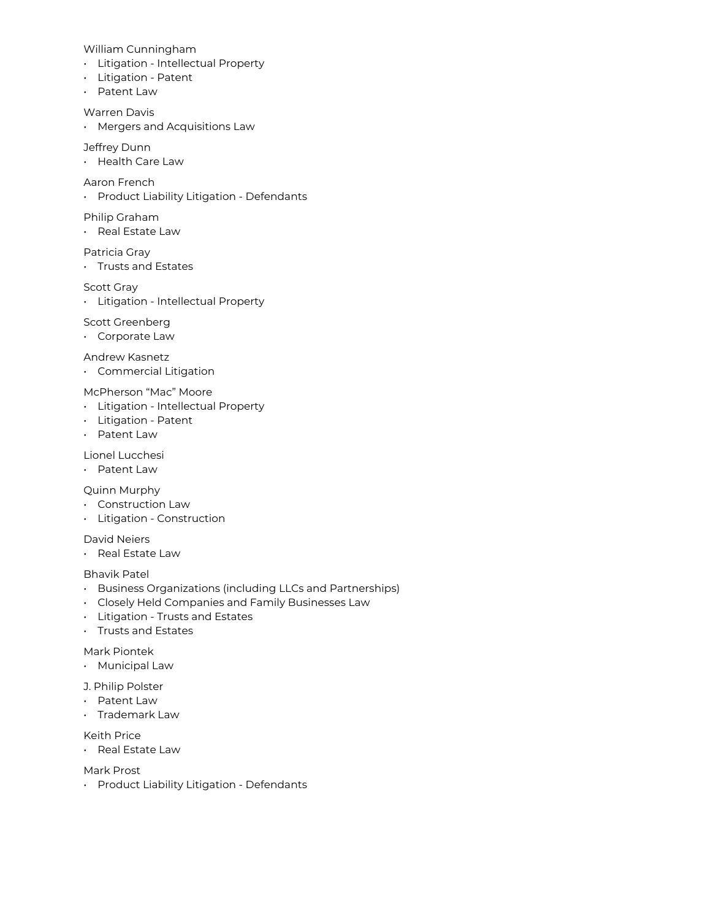William Cunningham

- Litigation - Intellectual Property
- Litigation - Patent
- Patent Law

Warren Davis

- Mergers and Acquisitions Law

Jeffrey Dunn

- Health Care Law

Aaron French

- Product Liability Litigation - Defendants

Philip Graham

- Real Estate Law

Patricia Gray

- Trusts and Estates

Scott Gray

- Litigation - Intellectual Property

Scott Greenberg

- Corporate Law

Andrew Kasnetz

- Commercial Litigation

McPherson “Mac” Moore

- Litigation - Intellectual Property
- Litigation - Patent
- Patent Law

Lionel Lucchesi

- Patent Law

Quinn Murphy

- Construction Law
- Litigation - Construction

David Neiers

- Real Estate Law

Bhavik Patel

- Business Organizations (including LLCs and Partnerships)
- Closely Held Companies and Family Businesses Law
- Litigation - Trusts and Estates
- Trusts and Estates

Mark Piontek

- Municipal Law

J. Philip Polster

- Patent Law
- Trademark Law

Keith Price

- Real Estate Law

Mark Prost

- Product Liability Litigation - Defendants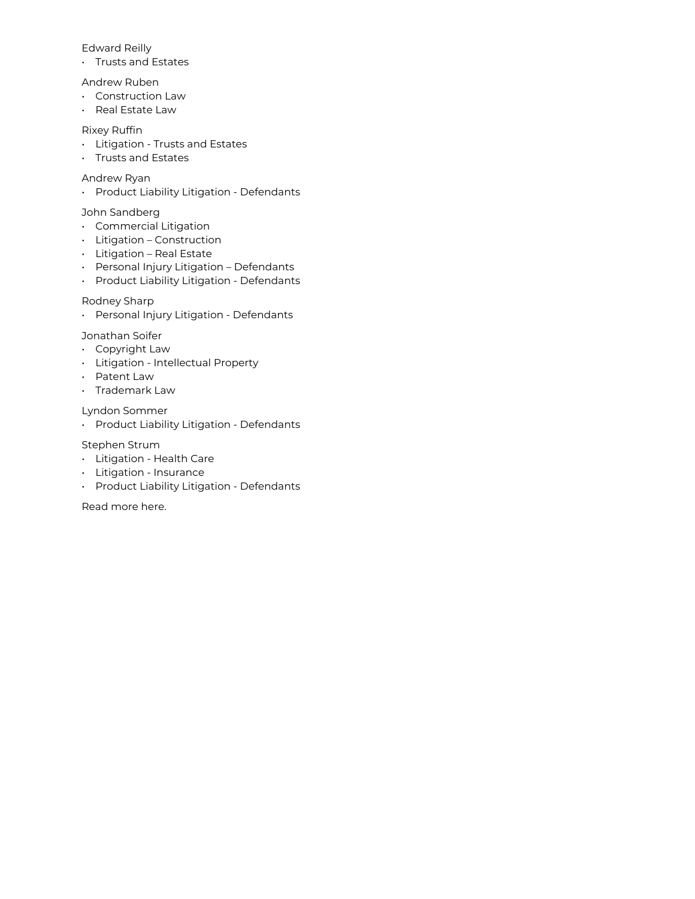Edward Reilly

- Trusts and Estates

Andrew Ruben

- Construction Law
- Real Estate Law

Rixey Ruffin

- Litigation - Trusts and Estates
- Trusts and Estates

Andrew Ryan

- Product Liability Litigation - Defendants

John Sandberg

- Commercial Litigation
- Litigation – Construction
- Litigation – Real Estate
- Personal Injury Litigation – Defendants
- Product Liability Litigation - Defendants

Rodney Sharp

- Personal Injury Litigation - Defendants

Jonathan Soifer

- Copyright Law
- Litigation - Intellectual Property
- Patent Law
- Trademark Law

Lyndon Sommer

- Product Liability Litigation - Defendants

Stephen Strum

- Litigation - Health Care
- Litigation - Insurance
- Product Liability Litigation - Defendants

Read more here.